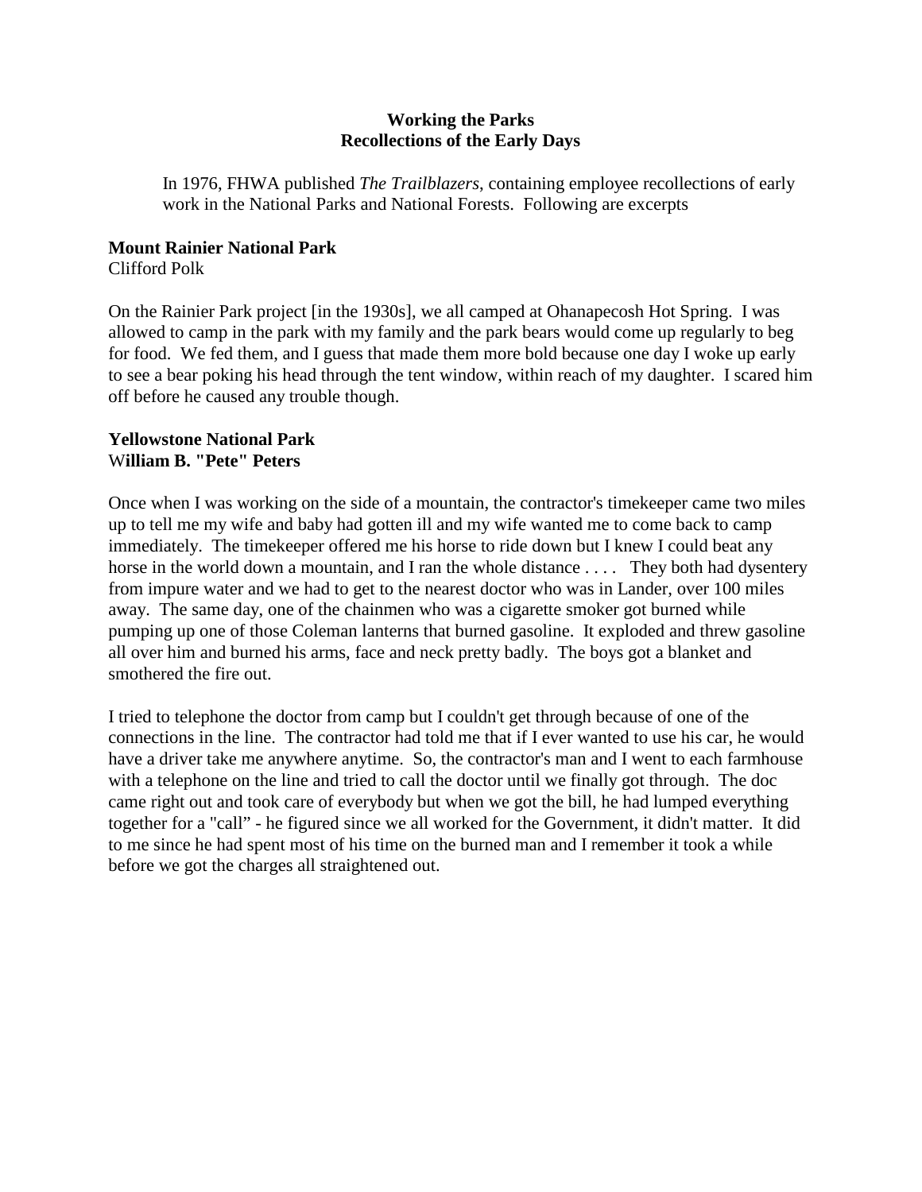**Working the Parks**
**Recollections of the Early Days**

> In 1976, FHWA published *The Trailblazers*, containing employee recollections of early work in the National Parks and National Forests. Following are excerpts

**Mount Rainier National Park**
Clifford Polk

On the Rainier Park project [in the 1930s], we all camped at Ohanapecosh Hot Spring. I was allowed to camp in the park with my family and the park bears would come up regularly to beg for food. We fed them, and I guess that made them more bold because one day I woke up early to see a bear poking his head through the tent window, within reach of my daughter. I scared him off before he caused any trouble though.

**Yellowstone National Park**
**William B. "Pete" Peters**

Once when I was working on the side of a mountain, the contractor's timekeeper came two miles up to tell me my wife and baby had gotten ill and my wife wanted me to come back to camp immediately. The timekeeper offered me his horse to ride down but I knew I could beat any horse in the world down a mountain, and I ran the whole distance . . . . They both had dysentery from impure water and we had to get to the nearest doctor who was in Lander, over 100 miles away. The same day, one of the chainmen who was a cigarette smoker got burned while pumping up one of those Coleman lanterns that burned gasoline. It exploded and threw gasoline all over him and burned his arms, face and neck pretty badly. The boys got a blanket and smothered the fire out.

I tried to telephone the doctor from camp but I couldn't get through because of one of the connections in the line. The contractor had told me that if I ever wanted to use his car, he would have a driver take me anywhere anytime. So, the contractor's man and I went to each farmhouse with a telephone on the line and tried to call the doctor until we finally got through. The doc came right out and took care of everybody but when we got the bill, he had lumped everything together for a "call" - he figured since we all worked for the Government, it didn't matter. It did to me since he had spent most of his time on the burned man and I remember it took a while before we got the charges all straightened out.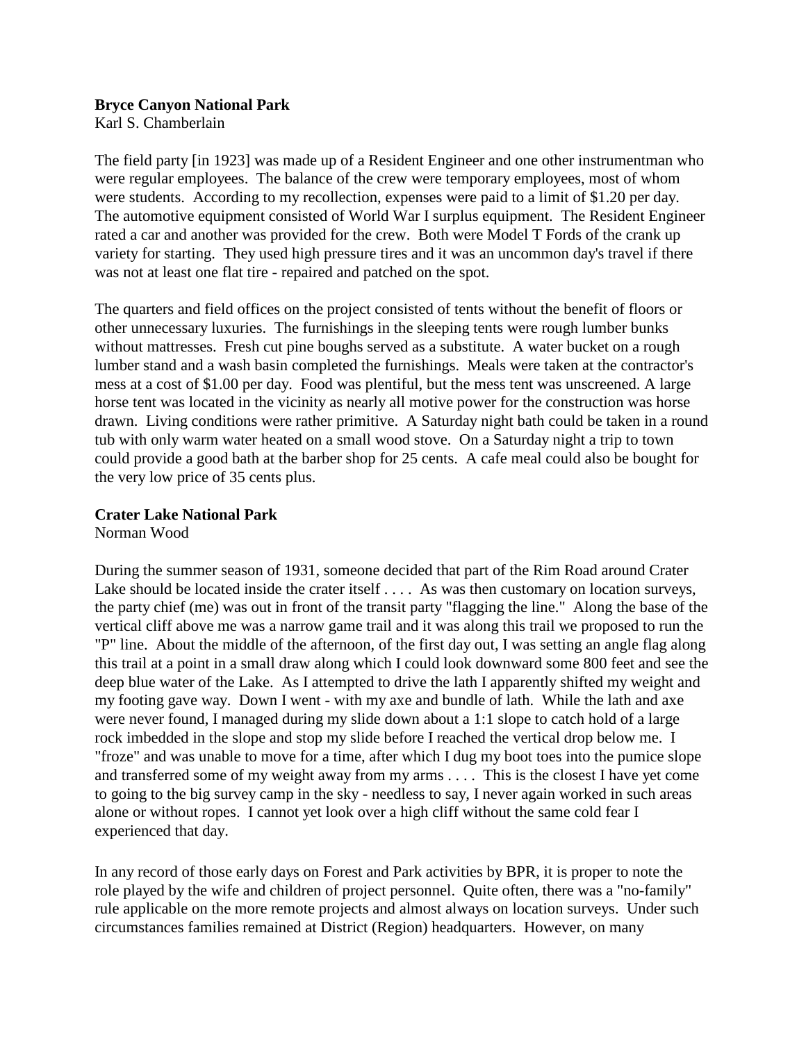**Bryce Canyon National Park**
Karl S. Chamberlain

The field party [in 1923] was made up of a Resident Engineer and one other instrumentman who were regular employees. The balance of the crew were temporary employees, most of whom were students. According to my recollection, expenses were paid to a limit of $1.20 per day. The automotive equipment consisted of World War I surplus equipment. The Resident Engineer rated a car and another was provided for the crew. Both were Model T Fords of the crank up variety for starting. They used high pressure tires and it was an uncommon day's travel if there was not at least one flat tire - repaired and patched on the spot.

The quarters and field offices on the project consisted of tents without the benefit of floors or other unnecessary luxuries. The furnishings in the sleeping tents were rough lumber bunks without mattresses. Fresh cut pine boughs served as a substitute. A water bucket on a rough lumber stand and a wash basin completed the furnishings. Meals were taken at the contractor's mess at a cost of $1.00 per day. Food was plentiful, but the mess tent was unscreened. A large horse tent was located in the vicinity as nearly all motive power for the construction was horse drawn. Living conditions were rather primitive. A Saturday night bath could be taken in a round tub with only warm water heated on a small wood stove. On a Saturday night a trip to town could provide a good bath at the barber shop for 25 cents. A cafe meal could also be bought for the very low price of 35 cents plus.

**Crater Lake National Park**
Norman Wood

During the summer season of 1931, someone decided that part of the Rim Road around Crater Lake should be located inside the crater itself . . . . As was then customary on location surveys, the party chief (me) was out in front of the transit party "flagging the line." Along the base of the vertical cliff above me was a narrow game trail and it was along this trail we proposed to run the "P" line. About the middle of the afternoon, of the first day out, I was setting an angle flag along this trail at a point in a small draw along which I could look downward some 800 feet and see the deep blue water of the Lake. As I attempted to drive the lath I apparently shifted my weight and my footing gave way. Down I went - with my axe and bundle of lath. While the lath and axe were never found, I managed during my slide down about a 1:1 slope to catch hold of a large rock imbedded in the slope and stop my slide before I reached the vertical drop below me. I "froze" and was unable to move for a time, after which I dug my boot toes into the pumice slope and transferred some of my weight away from my arms . . . . This is the closest I have yet come to going to the big survey camp in the sky - needless to say, I never again worked in such areas alone or without ropes. I cannot yet look over a high cliff without the same cold fear I experienced that day.

In any record of those early days on Forest and Park activities by BPR, it is proper to note the role played by the wife and children of project personnel. Quite often, there was a "no-family" rule applicable on the more remote projects and almost always on location surveys. Under such circumstances families remained at District (Region) headquarters. However, on many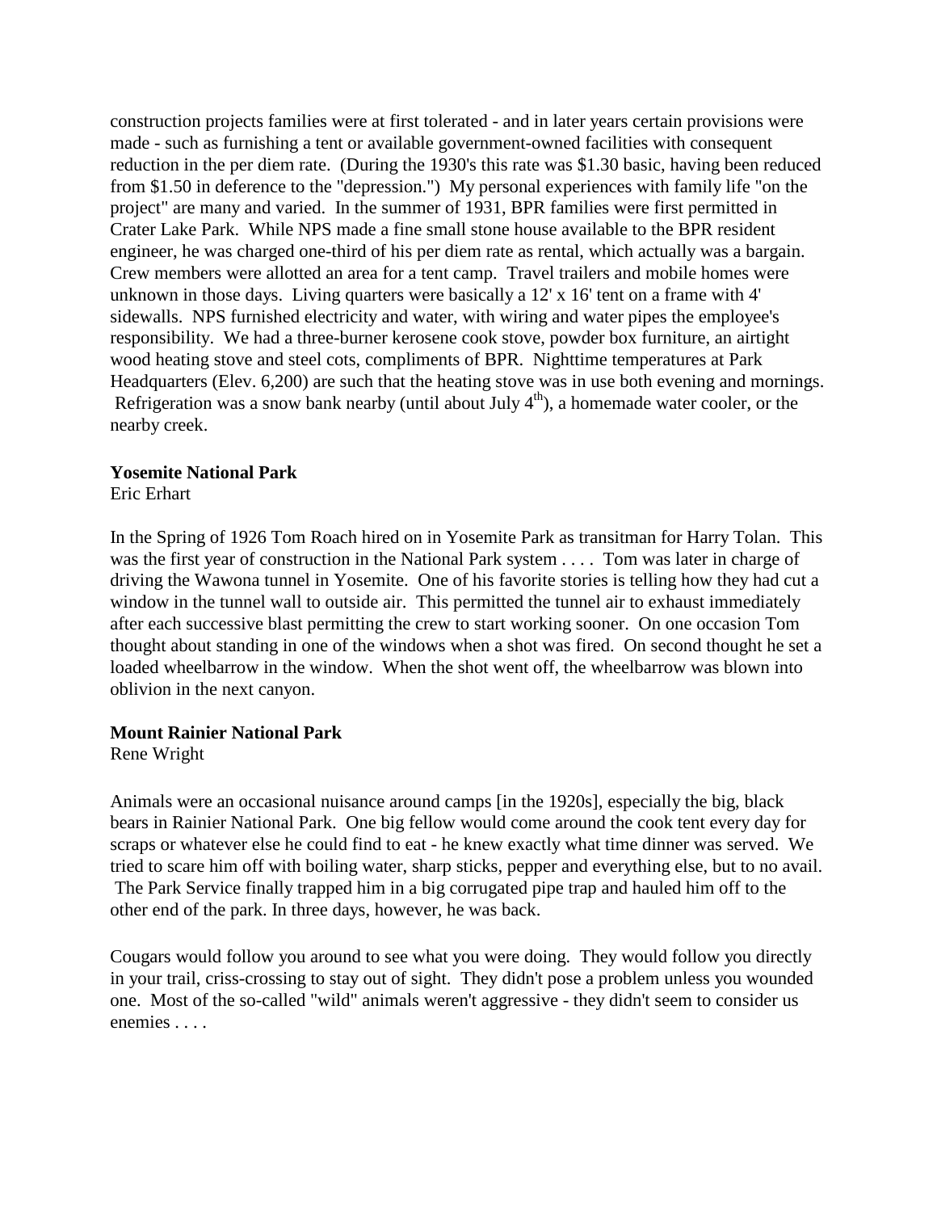construction projects families were at first tolerated - and in later years certain provisions were made - such as furnishing a tent or available government-owned facilities with consequent reduction in the per diem rate. (During the 1930's this rate was $1.30 basic, having been reduced from $1.50 in deference to the "depression.") My personal experiences with family life "on the project" are many and varied. In the summer of 1931, BPR families were first permitted in Crater Lake Park. While NPS made a fine small stone house available to the BPR resident engineer, he was charged one-third of his per diem rate as rental, which actually was a bargain. Crew members were allotted an area for a tent camp. Travel trailers and mobile homes were unknown in those days. Living quarters were basically a 12' x 16' tent on a frame with 4' sidewalls. NPS furnished electricity and water, with wiring and water pipes the employee's responsibility. We had a three-burner kerosene cook stove, powder box furniture, an airtight wood heating stove and steel cots, compliments of BPR. Nighttime temperatures at Park Headquarters (Elev. 6,200) are such that the heating stove was in use both evening and mornings. Refrigeration was a snow bank nearby (until about July 4th), a homemade water cooler, or the nearby creek.

**Yosemite National Park**
Eric Erhart

In the Spring of 1926 Tom Roach hired on in Yosemite Park as transitman for Harry Tolan. This was the first year of construction in the National Park system . . . . Tom was later in charge of driving the Wawona tunnel in Yosemite. One of his favorite stories is telling how they had cut a window in the tunnel wall to outside air. This permitted the tunnel air to exhaust immediately after each successive blast permitting the crew to start working sooner. On one occasion Tom thought about standing in one of the windows when a shot was fired. On second thought he set a loaded wheelbarrow in the window. When the shot went off, the wheelbarrow was blown into oblivion in the next canyon.

**Mount Rainier National Park**
Rene Wright

Animals were an occasional nuisance around camps [in the 1920s], especially the big, black bears in Rainier National Park. One big fellow would come around the cook tent every day for scraps or whatever else he could find to eat - he knew exactly what time dinner was served. We tried to scare him off with boiling water, sharp sticks, pepper and everything else, but to no avail. The Park Service finally trapped him in a big corrugated pipe trap and hauled him off to the other end of the park. In three days, however, he was back.

Cougars would follow you around to see what you were doing. They would follow you directly in your trail, criss-crossing to stay out of sight. They didn't pose a problem unless you wounded one. Most of the so-called "wild" animals weren't aggressive - they didn't seem to consider us enemies . . . .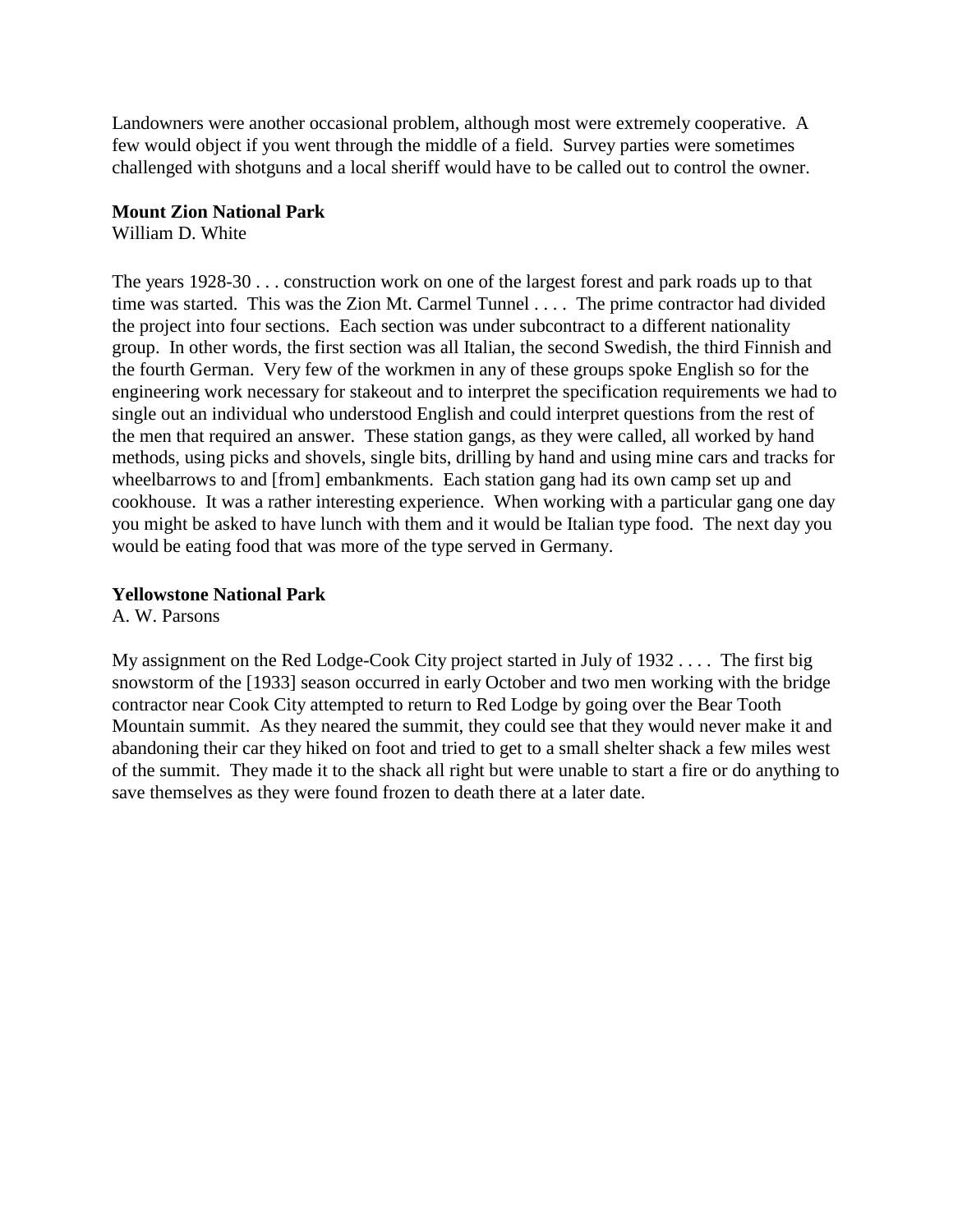Landowners were another occasional problem, although most were extremely cooperative. A few would object if you went through the middle of a field. Survey parties were sometimes challenged with shotguns and a local sheriff would have to be called out to control the owner.

**Mount Zion National Park**
William D. White

The years 1928-30 . . . construction work on one of the largest forest and park roads up to that time was started. This was the Zion Mt. Carmel Tunnel . . . . The prime contractor had divided the project into four sections. Each section was under subcontract to a different nationality group. In other words, the first section was all Italian, the second Swedish, the third Finnish and the fourth German. Very few of the workmen in any of these groups spoke English so for the engineering work necessary for stakeout and to interpret the specification requirements we had to single out an individual who understood English and could interpret questions from the rest of the men that required an answer. These station gangs, as they were called, all worked by hand methods, using picks and shovels, single bits, drilling by hand and using mine cars and tracks for wheelbarrows to and [from] embankments. Each station gang had its own camp set up and cookhouse. It was a rather interesting experience. When working with a particular gang one day you might be asked to have lunch with them and it would be Italian type food. The next day you would be eating food that was more of the type served in Germany.

**Yellowstone National Park**
A. W. Parsons

My assignment on the Red Lodge-Cook City project started in July of 1932 . . . . The first big snowstorm of the [1933] season occurred in early October and two men working with the bridge contractor near Cook City attempted to return to Red Lodge by going over the Bear Tooth Mountain summit. As they neared the summit, they could see that they would never make it and abandoning their car they hiked on foot and tried to get to a small shelter shack a few miles west of the summit. They made it to the shack all right but were unable to start a fire or do anything to save themselves as they were found frozen to death there at a later date.